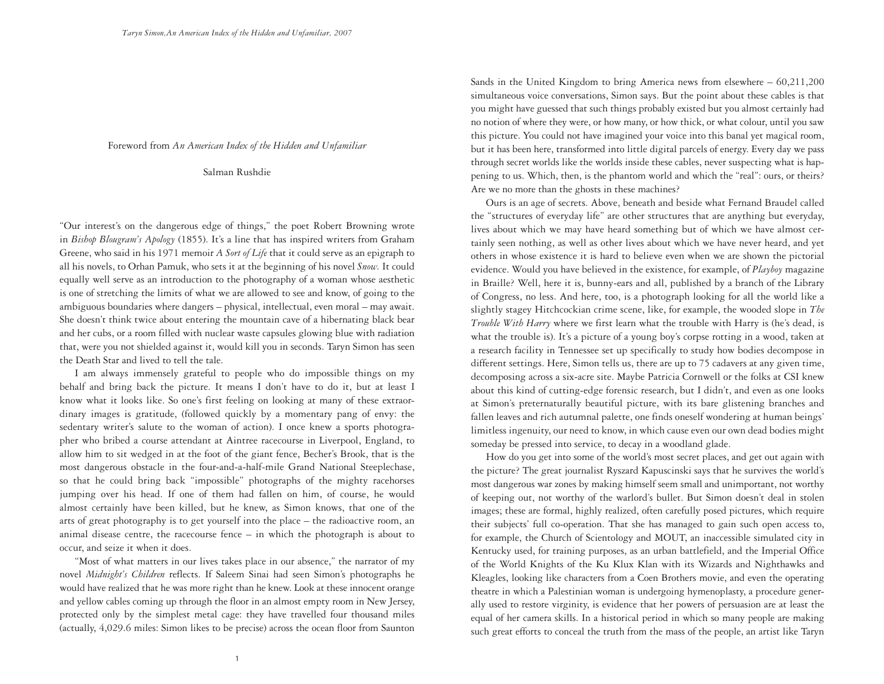Foreword from *An American Index of the Hidden and Unfamiliar*

Salman Rushdie

"Our interest's on the dangerous edge of things," the poet Robert Browning wrote in *Bishop Blougram's Apology* (1855). It's a line that has inspired writers from Graham Greene, who said in his 1971 memoir *A Sort of Life* that it could serve as an epigraph to all his novels, to Orhan Pamuk, who sets it at the beginning of his novel *Snow*. It could equally well serve as an introduction to the photography of a woman whose aesthetic is one of stretching the limits of what we are allowed to see and know, of going to the ambiguous boundaries where dangers – physical, intellectual, even moral – may await. She doesn't think twice about entering the mountain cave of a hibernating black bear and her cubs, or a room filled with nuclear waste capsules glowing blue with radiation that, were you not shielded against it, would kill you in seconds. Taryn Simon has seen the Death Star and lived to tell the tale.

I am always immensely grateful to people who do impossible things on my behalf and bring back the picture. It means I don't have to do it, but at least I know what it looks like. So one's first feeling on looking at many of these extraordinary images is gratitude, (followed quickly by a momentary pang of envy: the sedentary writer's salute to the woman of action). I once knew a sports photographer who bribed a course attendant at Aintree racecourse in Liverpool, England, to allow him to sit wedged in at the foot of the giant fence, Becher's Brook, that is the most dangerous obstacle in the four-and-a-half-mile Grand National Steeplechase, so that he could bring back "impossible" photographs of the mighty racehorses jumping over his head. If one of them had fallen on him, of course, he would almost certainly have been killed, but he knew, as Simon knows, that one of the arts of great photography is to get yourself into the place – the radioactive room, an animal disease centre, the racecourse fence – in which the photograph is about to occur, and seize it when it does.

"Most of what matters in our lives takes place in our absence," the narrator of my novel *Midnight's Children* reflects. If Saleem Sinai had seen Simon's photographs he would have realized that he was more right than he knew. Look at these innocent orange and yellow cables coming up through the floor in an almost empty room in New Jersey, protected only by the simplest metal cage: they have travelled four thousand miles (actually, 4,029.6 miles: Simon likes to be precise) across the ocean floor from Saunton Sands in the United Kingdom to bring America news from elsewhere – 60,211,200 simultaneous voice conversations, Simon says. But the point about these cables is that you might have guessed that such things probably existed but you almost certainly had no notion of where they were, or how many, or how thick, or what colour, until you saw this picture. You could not have imagined your voice into this banal yet magical room, but it has been here, transformed into little digital parcels of energy. Every day we pass through secret worlds like the worlds inside these cables, never suspecting what is happening to us. Which, then, is the phantom world and which the "real": ours, or theirs? Are we no more than the ghosts in these machines?

Ours is an age of secrets. Above, beneath and beside what Fernand Braudel called the "structures of everyday life" are other structures that are anything but everyday, lives about which we may have heard something but of which we have almost certainly seen nothing, as well as other lives about which we have never heard, and yet others in whose existence it is hard to believe even when we are shown the pictorial evidence. Would you have believed in the existence, for example, of *Playboy* magazine in Braille? Well, here it is, bunny-ears and all, published by a branch of the Library of Congress, no less. And here, too, is a photograph looking for all the world like a slightly stagey Hitchcockian crime scene, like, for example, the wooded slope in *The Trouble With Harry* where we first learn what the trouble with Harry is (he's dead, is what the trouble is). It's a picture of a young boy's corpse rotting in a wood, taken at a research facility in Tennessee set up specifically to study how bodies decompose in different settings. Here, Simon tells us, there are up to 75 cadavers at any given time, decomposing across a six-acre site. Maybe Patricia Cornwell or the folks at CSI knew about this kind of cutting-edge forensic research, but I didn't, and even as one looks at Simon's preternaturally beautiful picture, with its bare glistening branches and fallen leaves and rich autumnal palette, one finds oneself wondering at human beings' limitless ingenuity, our need to know, in which cause even our own dead bodies might someday be pressed into service, to decay in a woodland glade.

How do you get into some of the world's most secret places, and get out again with the picture? The great journalist Ryszard Kapuscinski says that he survives the world's most dangerous war zones by making himself seem small and unimportant, not worthy of keeping out, not worthy of the warlord's bullet. But Simon doesn't deal in stolen images; these are formal, highly realized, often carefully posed pictures, which require their subjects' full co-operation. That she has managed to gain such open access to, for example, the Church of Scientology and MOUT, an inaccessible simulated city in Kentucky used, for training purposes, as an urban battlefield, and the Imperial Office of the World Knights of the Ku Klux Klan with its Wizards and Nighthawks and Kleagles, looking like characters from a Coen Brothers movie, and even the operating theatre in which a Palestinian woman is undergoing hymenoplasty, a procedure generally used to restore virginity, is evidence that her powers of persuasion are at least the equal of her camera skills. In a historical period in which so many people are making such great efforts to conceal the truth from the mass of the people, an artist like Taryn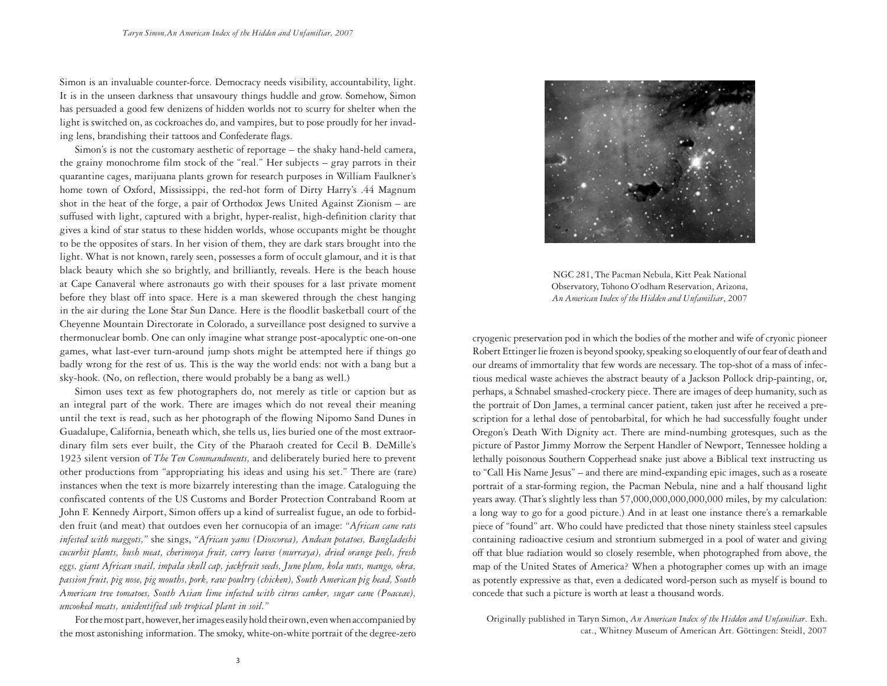Simon is an invaluable counter-force. Democracy needs visibility, accountability, light. It is in the unseen darkness that unsavoury things huddle and grow. Somehow, Simon has persuaded a good few denizens of hidden worlds not to scurry for shelter when the light is switched on, as cockroaches do, and vampires, but to pose proudly for her invading lens, brandishing their tattoos and Confederate flags.

Simon's is not the customary aesthetic of reportage – the shaky hand-held camera, the grainy monochrome film stock of the "real." Her subjects – gray parrots in their quarantine cages, marijuana plants grown for research purposes in William Faulkner's home town of Oxford, Mississippi, the red-hot form of Dirty Harry's .44 Magnum shot in the heat of the forge, a pair of Orthodox Jews United Against Zionism – are suffused with light, captured with a bright, hyper-realist, high-definition clarity that gives a kind of star status to these hidden worlds, whose occupants might be thought to be the opposites of stars. In her vision of them, they are dark stars brought into the light. What is not known, rarely seen, possesses a form of occult glamour, and it is that black beauty which she so brightly, and brilliantly, reveals. Here is the beach house at Cape Canaveral where astronauts go with their spouses for a last private moment before they blast off into space. Here is a man skewered through the chest hanging in the air during the Lone Star Sun Dance. Here is the floodlit basketball court of the Cheyenne Mountain Directorate in Colorado, a surveillance post designed to survive a thermonuclear bomb. One can only imagine what strange post-apocalyptic one-on-one games, what last-ever turn-around jump shots might be attempted here if things go badly wrong for the rest of us. This is the way the world ends: not with a bang but a sky-hook. (No, on reflection, there would probably be a bang as well.)

Simon uses text as few photographers do, not merely as title or caption but as an integral part of the work. There are images which do not reveal their meaning until the text is read, such as her photograph of the flowing Nipomo Sand Dunes in Guadalupe, California, beneath which, she tells us, lies buried one of the most extraordinary film sets ever built, the City of the Pharaoh created for Cecil B. DeMille's 1923 silent version of *The Ten Commandments,* and deliberately buried here to prevent other productions from "appropriating his ideas and using his set." There are (rare) instances when the text is more bizarrely interesting than the image. Cataloguing the confiscated contents of the US Customs and Border Protection Contraband Room at John F. Kennedy Airport, Simon offers up a kind of surrealist fugue, an ode to forbidden fruit (and meat) that outdoes even her cornucopia of an image: *"African cane rats infested with maggots,"* she sings, *"African yams (Dioscorea), Andean potatoes, Bangladeshi cucurbit plants, bush meat, cherimoya fruit, curry leaves (murraya), dried orange peels, fresh eggs, giant African snail, impala skull cap, jackfruit seeds, June plum, kola nuts, mango, okra, passion fruit, pig nose, pig mouths, pork, raw poultry (chicken), South American pig head, South American tree tomatoes, South Asian lime infected with citrus canker, sugar cane (Poaceae), uncooked meats, unidentified sub tropical plant in soil."*

For the most part, however, her images easily hold their own, even when accompanied by the most astonishing information. The smoky, white-on-white portrait of the degree-zero cryogenic preservation pod in which the bodies of the mother and wife of cryonic pioneer Robert Ettinger lie frozen is beyond spooky, speaking so eloquently of our fear of death and our dreams of immortality that few words are necessary. The top-shot of a mass of infectious medical waste achieves the abstract beauty of a Jackson Pollock drip-painting, or, perhaps, a Schnabel smashed-crockery piece. There are images of deep humanity, such as the portrait of Don James, a terminal cancer patient, taken just after he received a prescription for a lethal dose of pentobarbital, for which he had successfully fought under Oregon's Death With Dignity act. There are mind-numbing grotesques, such as the picture of Pastor Jimmy Morrow the Serpent Handler of Newport, Tennessee holding a lethally poisonous Southern Copperhead snake just above a Biblical text instructing us to "Call His Name Jesus" – and there are mind-expanding epic images, such as a roseate portrait of a star-forming region, the Pacman Nebula, nine and a half thousand light years away. (That's slightly less than 57,000,000,000,000,000 miles, by my calculation: a long way to go for a good picture.) And in at least one instance there's a remarkable piece of "found" art. Who could have predicted that those ninety stainless steel capsules containing radioactive cesium and strontium submerged in a pool of water and giving off that blue radiation would so closely resemble, when photographed from above, the map of the United States of America? When a photographer comes up with an image as potentially expressive as that, even a dedicated word-person such as myself is bound to concede that such a picture is worth at least a thousand words.

NGC 281, The Pacman Nebula, Kitt Peak National Observatory, Tohono O'odham Reservation, Arizona, *An American Index of the Hidden and Unfamiliar*, 2007

Originally published in Taryn Simon, *An American Index of the Hidden and Unfamiliar*. Exh. cat., Whitney Museum of American Art. Göttingen: Steidl, 2007